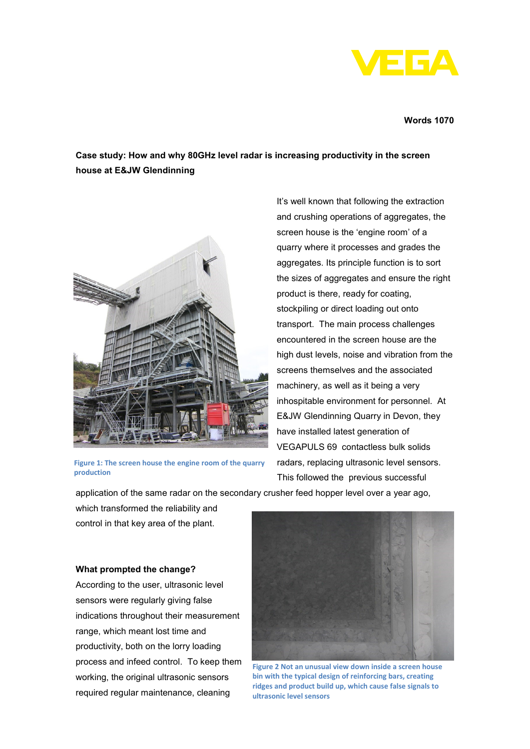Words 1070

**Case study: How and why 80GHz level radar is increasing productivity in the screen house at E&JW Glendinning**

Figure 1: The screen house the engine room of the quarry production

It's well known that following the extraction and crushing operations of aggregates, the screen house is the 'engine room' of a quarry where it processes and grades the aggregates. Its principle function is to sort the sizes of aggregates and ensure the right product is there, ready for coating, stockpiling or direct loading out onto transport. The main process challenges encountered in the screen house are the high dust levels, noise and vibration from the screens themselves and the associated machinery, as well as it being a very inhospitable environment for personnel. At E&JW Glendinning Quarry in Devon, they have installed latest generation of VEGAPULS 69 contactless bulk solids radars, replacing ultrasonic level sensors. This followed the previous successful application of the same radar on the secondary crusher feed hopper level over a year ago, which transformed the reliability and control in that key area of the plant.

**What prompted the change?**

According to the user, ultrasonic level sensors were regularly giving false indications throughout their measurement range, which meant lost time and productivity, both on the lorry loading process and infeed control. To keep them working, the original ultrasonic sensors required regular maintenance, cleaning

Figure 2 Not an unusual view down inside a screen house bin with the typical design of reinforcing bars, creating ridges and product build up, which cause false signals to ultrasonic level sensors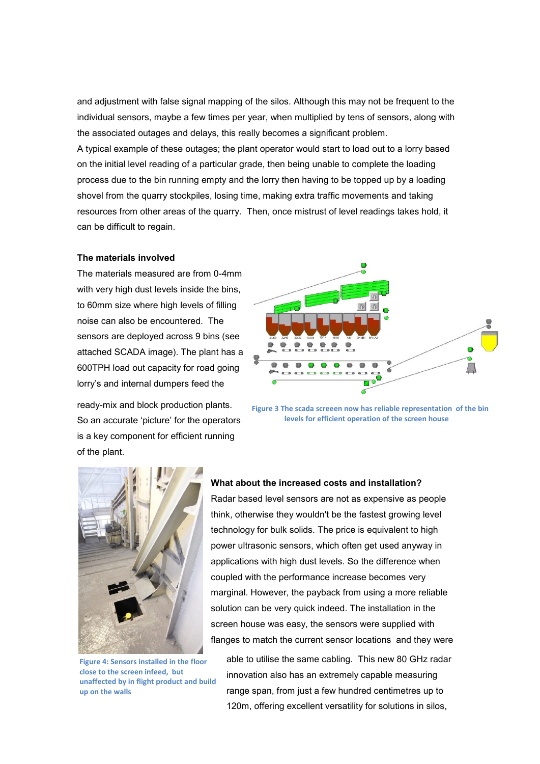and adjustment with false signal mapping of the silos. Although this may not be frequent to the individual sensors, maybe a few times per year, when multiplied by tens of sensors, along with the associated outages and delays, this really becomes a significant problem.

A typical example of these outages; the plant operator would start to load out to a lorry based on the initial level reading of a particular grade, then being unable to complete the loading process due to the bin running empty and the lorry then having to be topped up by a loading shovel from the quarry stockpiles, losing time, making extra traffic movements and taking resources from other areas of the quarry. Then, once mistrust of level readings takes hold, it can be difficult to regain.

**The materials involved**

The materials measured are from 0-4mm with very high dust levels inside the bins, to 60mm size where high levels of filling noise can also be encountered. The sensors are deployed across 9 bins (see attached SCADA image). The plant has a 600TPH load out capacity for road going lorry's and internal dumpers feed the ready-mix and block production plants. So an accurate 'picture' for the operators is a key component for efficient running of the plant.

Figure 3 The scada screeen now has reliable representation of the bin levels for efficient operation of the screen house

Figure 4: Sensors installed in the floor close to the screen infeed, but unaffected by in flight product and build up on the walls

**What about the increased costs and installation?**

Radar based level sensors are not as expensive as people think, otherwise they wouldn't be the fastest growing level technology for bulk solids. The price is equivalent to high power ultrasonic sensors, which often get used anyway in applications with high dust levels. So the difference when coupled with the performance increase becomes very marginal. However, the payback from using a more reliable solution can be very quick indeed. The installation in the screen house was easy, the sensors were supplied with flanges to match the current sensor locations and they were able to utilise the same cabling. This new 80 GHz radar innovation also has an extremely capable measuring range span, from just a few hundred centimetres up to 120m, offering excellent versatility for solutions in silos,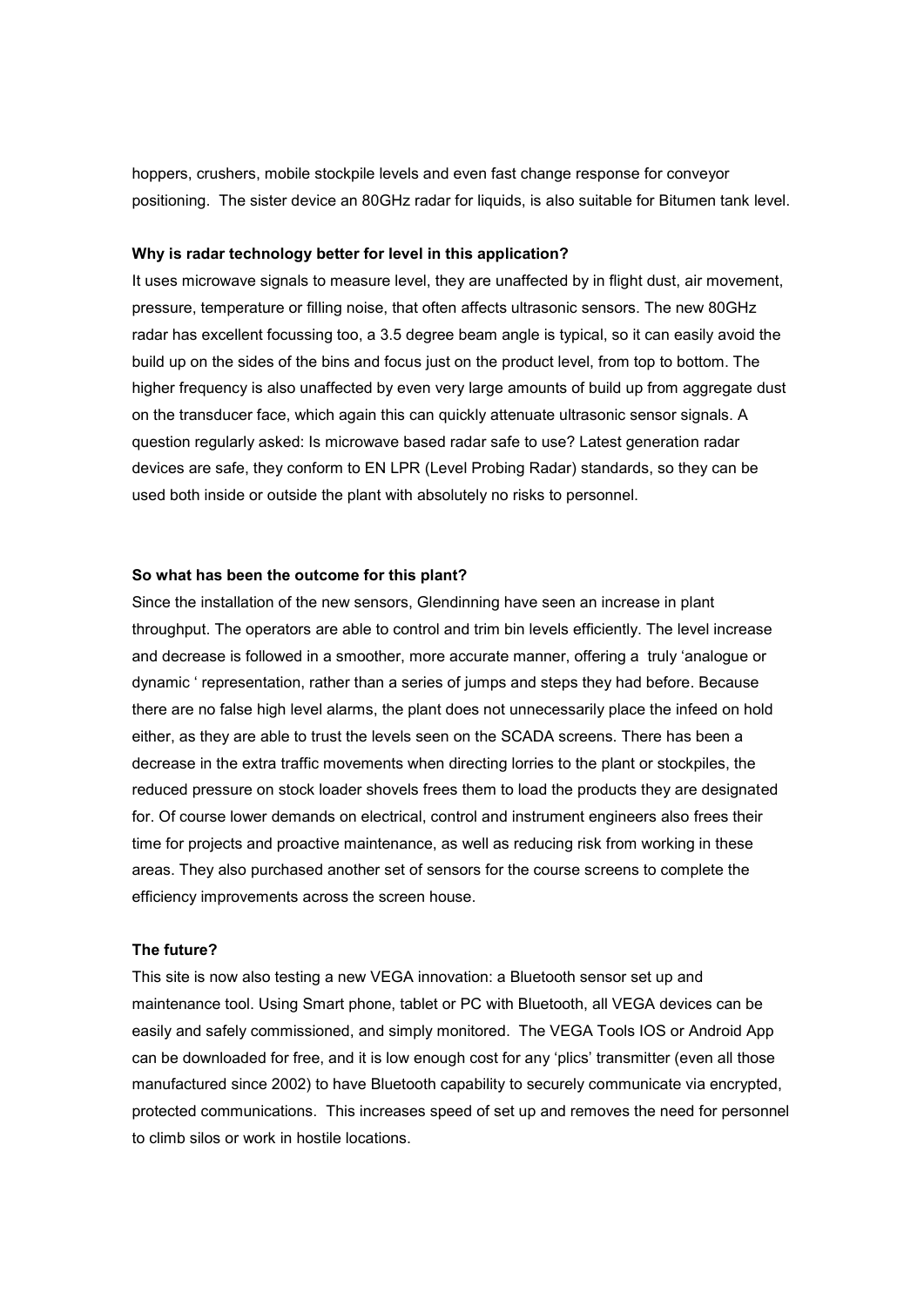hoppers, crushers, mobile stockpile levels and even fast change response for conveyor positioning.  The sister device an 80GHz radar for liquids, is also suitable for Bitumen tank level.

**Why is radar technology better for level in this application?**

It uses microwave signals to measure level, they are unaffected by in flight dust, air movement, pressure, temperature or filling noise, that often affects ultrasonic sensors. The new 80GHz radar has excellent focussing too, a 3.5 degree beam angle is typical, so it can easily avoid the build up on the sides of the bins and focus just on the product level, from top to bottom. The higher frequency is also unaffected by even very large amounts of build up from aggregate dust on the transducer face, which again this can quickly attenuate ultrasonic sensor signals. A question regularly asked: Is microwave based radar safe to use? Latest generation radar devices are safe, they conform to EN LPR (Level Probing Radar) standards, so they can be used both inside or outside the plant with absolutely no risks to personnel.

**So what has been the outcome for this plant?**

Since the installation of the new sensors, Glendinning have seen an increase in plant throughput. The operators are able to control and trim bin levels efficiently. The level increase and decrease is followed in a smoother, more accurate manner, offering a  truly 'analogue or dynamic ' representation, rather than a series of jumps and steps they had before. Because there are no false high level alarms, the plant does not unnecessarily place the infeed on hold either, as they are able to trust the levels seen on the SCADA screens. There has been a decrease in the extra traffic movements when directing lorries to the plant or stockpiles, the reduced pressure on stock loader shovels frees them to load the products they are designated for. Of course lower demands on electrical, control and instrument engineers also frees their time for projects and proactive maintenance, as well as reducing risk from working in these areas. They also purchased another set of sensors for the course screens to complete the efficiency improvements across the screen house.

**The future?**

This site is now also testing a new VEGA innovation: a Bluetooth sensor set up and maintenance tool. Using Smart phone, tablet or PC with Bluetooth, all VEGA devices can be easily and safely commissioned, and simply monitored.  The VEGA Tools IOS or Android App can be downloaded for free, and it is low enough cost for any 'plics' transmitter (even all those manufactured since 2002) to have Bluetooth capability to securely communicate via encrypted, protected communications.  This increases speed of set up and removes the need for personnel to climb silos or work in hostile locations.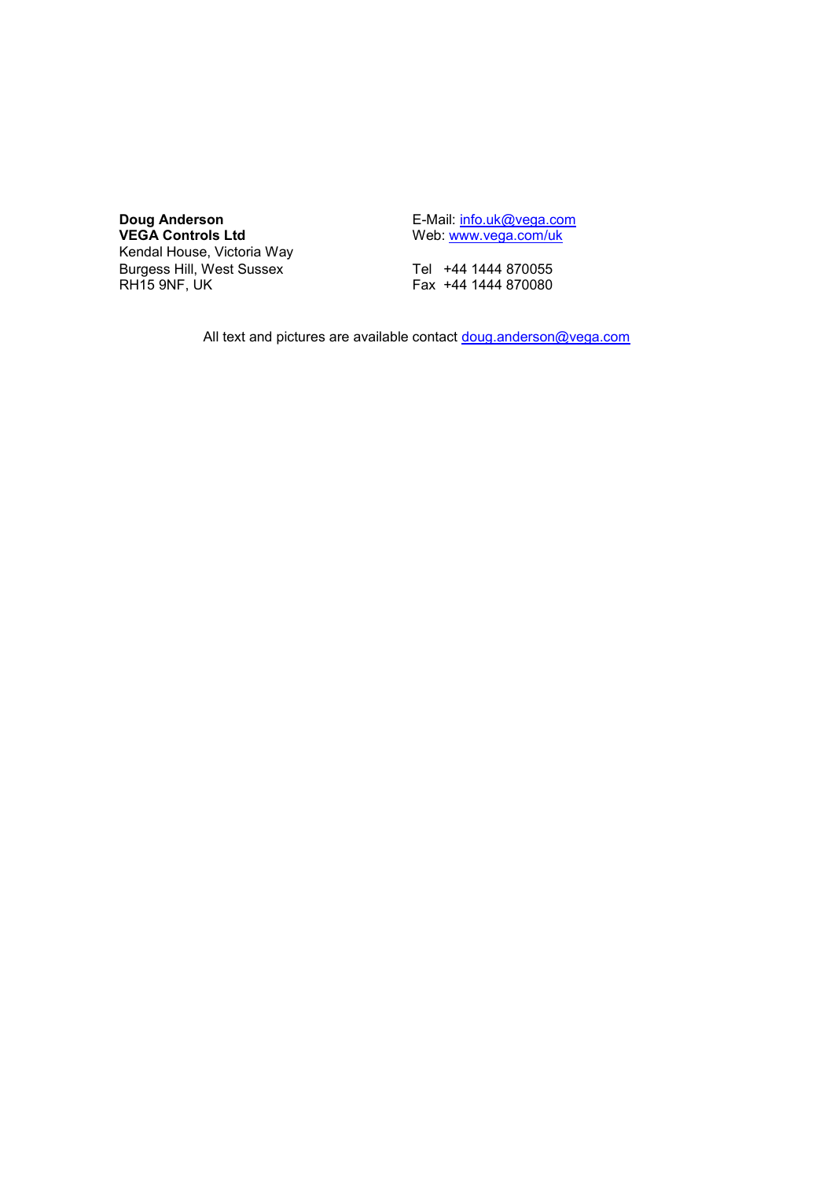**Doug Anderson**
**VEGA Controls Ltd**
Kendal House, Victoria Way
Burgess Hill, West Sussex
RH15 9NF, UK

E-Mail: info.uk@vega.com
Web: www.vega.com/uk

Tel +44 1444 870055
Fax +44 1444 870080

All text and pictures are available contact doug.anderson@vega.com